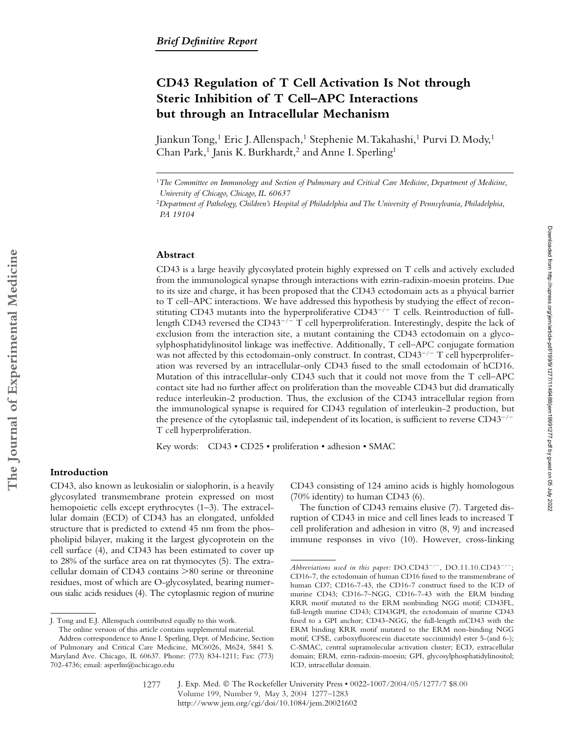*Brief Definitive Report*

# CD43 Regulation of T Cell Activation Is Not through Steric Inhibition of T Cell–APC Interactions but through an Intracellular Mechanism

Jiankun Tong,[1] Eric J. Allenspach,[1] Stephenie M. Takahashi,[1] Purvi D. Mody,[1] Chan Park,[1] Janis K. Burkhardt,[2] and Anne I. Sperling[1]

[1]*The Committee on Immunology and Section of Pulmonary and Critical Care Medicine, Department of Medicine, University of Chicago, Chicago, IL 60637*

[2]*Department of Pathology, Children's Hospital of Philadelphia and The University of Pennsylvania, Philadelphia, PA 19104*

## Abstract

CD43 is a large heavily glycosylated protein highly expressed on T cells and actively excluded from the immunological synapse through interactions with ezrin-radixin-moesin proteins. Due to its size and charge, it has been proposed that the CD43 ectodomain acts as a physical barrier to T cell–APC interactions. We have addressed this hypothesis by studying the effect of reconstituting CD43 mutants into the hyperproliferative CD43$^{-/-}$ T cells. Reintroduction of full-length CD43 reversed the CD43$^{-/-}$ T cell hyperproliferation. Interestingly, despite the lack of exclusion from the interaction site, a mutant containing the CD43 ectodomain on a glycosylphosphatidylinositol linkage was ineffective. Additionally, T cell–APC conjugate formation was not affected by this ectodomain-only construct. In contrast, CD43$^{-/-}$ T cell hyperproliferation was reversed by an intracellular-only CD43 fused to the small ectodomain of hCD16. Mutation of this intracellular-only CD43 such that it could not move from the T cell–APC contact site had no further affect on proliferation than the moveable CD43 but did dramatically reduce interleukin-2 production. Thus, the exclusion of the CD43 intracellular region from the immunological synapse is required for CD43 regulation of interleukin-2 production, but the presence of the cytoplasmic tail, independent of its location, is sufficient to reverse CD43$^{-/-}$ T cell hyperproliferation.

Key words: CD43 • CD25 • proliferation • adhesion • SMAC

## Introduction

CD43, also known as leukosialin or sialophorin, is a heavily glycosylated transmembrane protein expressed on most hemopoietic cells except erythrocytes (1–3). The extracellular domain (ECD) of CD43 has an elongated, unfolded structure that is predicted to extend 45 nm from the phospholipid bilayer, making it the largest glycoprotein on the cell surface (4), and CD43 has been estimated to cover up to 28% of the surface area on rat thymocytes (5). The extracellular domain of CD43 contains >80 serine or threonine residues, most of which are O-glycosylated, bearing numerous sialic acids residues (4). The cytoplasmic region of murine CD43 consisting of 124 amino acids is highly homologous (70% identity) to human CD43 (6).

The function of CD43 remains elusive (7). Targeted disruption of CD43 in mice and cell lines leads to increased T cell proliferation and adhesion in vitro (8, 9) and increased immune responses in vivo (10). However, cross-linking

---

J. Tong and E.J. Allenspach contributed equally to this work.

The online version of this article contains supplemental material.

Address correspondence to Anne I. Sperling, Dept. of Medicine, Section of Pulmonary and Critical Care Medicine, MC6026, M624, 5841 S. Maryland Ave. Chicago, IL 60637. Phone: (773) 834-1211; Fax: (773) 702-4736; email: asperlin@uchicago.edu

*Abbreviations used in this paper:* DO.CD43$^{-/-}$, DO.11.10.CD43$^{-/-}$; CD16-7, the ectodomain of human CD16 fused to the transmembrane of human CD7; CD16-7-43, the CD16-7 construct fused to the ICD of murine CD43; CD16-7–NGG, CD16-7-43 with the ERM binding KRR motif mutated to the ERM nonbinding NGG motif; CD43FL, full-length murine CD43; CD43GPI, the ectodomain of murine CD43 fused to a GPI anchor; CD43–NGG, the full-length mCD43 with the ERM binding KRR motif mutated to the ERM non-binding NGG motif; CFSE, carboxyfluorescein diacetate succinimidyl ester 5-(and 6-); C-SMAC, central supramolecular activation cluster; ECD, extracellular domain; ERM, ezrin-radixin-moesin; GPI, glycosylphosphatidylinositol; ICD, intracellular domain.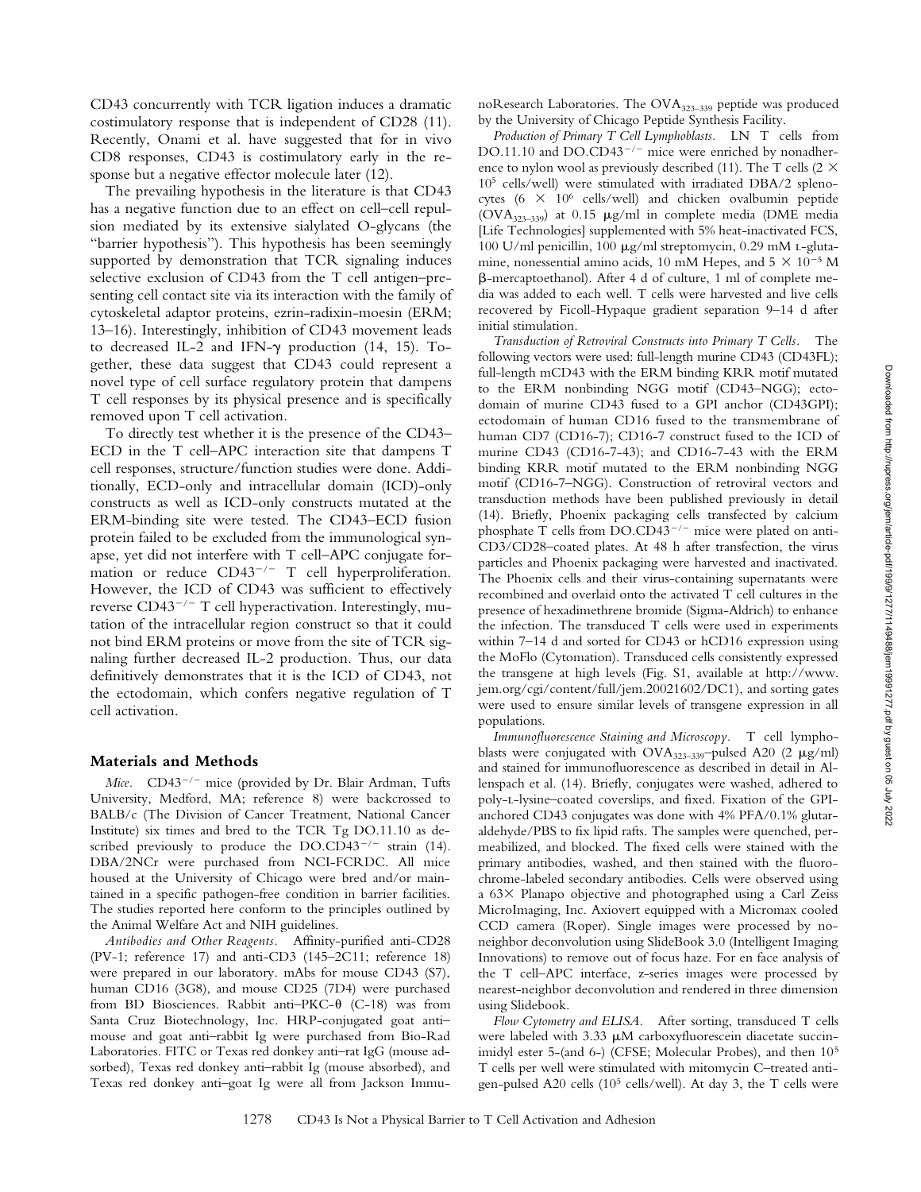CD43 concurrently with TCR ligation induces a dramatic costimulatory response that is independent of CD28 (11). Recently, Onami et al. have suggested that for in vivo CD8 responses, CD43 is costimulatory early in the response but a negative effector molecule later (12).

The prevailing hypothesis in the literature is that CD43 has a negative function due to an effect on cell–cell repulsion mediated by its extensive sialylated O-glycans (the "barrier hypothesis"). This hypothesis has been seemingly supported by demonstration that TCR signaling induces selective exclusion of CD43 from the T cell antigen–presenting cell contact site via its interaction with the family of cytoskeletal adaptor proteins, ezrin-radixin-moesin (ERM; 13–16). Interestingly, inhibition of CD43 movement leads to decreased IL-2 and IFN-γ production (14, 15). Together, these data suggest that CD43 could represent a novel type of cell surface regulatory protein that dampens T cell responses by its physical presence and is specifically removed upon T cell activation.

To directly test whether it is the presence of the CD43–ECD in the T cell–APC interaction site that dampens T cell responses, structure/function studies were done. Additionally, ECD-only and intracellular domain (ICD)-only constructs as well as ICD-only constructs mutated at the ERM-binding site were tested. The CD43–ECD fusion protein failed to be excluded from the immunological synapse, yet did not interfere with T cell–APC conjugate formation or reduce CD43$^{-/-}$ T cell hyperproliferation. However, the ICD of CD43 was sufficient to effectively reverse CD43$^{-/-}$ T cell hyperactivation. Interestingly, mutation of the intracellular region construct so that it could not bind ERM proteins or move from the site of TCR signaling further decreased IL-2 production. Thus, our data definitively demonstrates that it is the ICD of CD43, not the ectodomain, which confers negative regulation of T cell activation.

## Materials and Methods

*Mice.* CD43$^{-/-}$ mice (provided by Dr. Blair Ardman, Tufts University, Medford, MA; reference 8) were backcrossed to BALB/c (The Division of Cancer Treatment, National Cancer Institute) six times and bred to the TCR Tg DO.11.10 as described previously to produce the DO.CD43$^{-/-}$ strain (14). DBA/2NCr were purchased from NCI-FCRDC. All mice housed at the University of Chicago were bred and/or maintained in a specific pathogen-free condition in barrier facilities. The studies reported here conform to the principles outlined by the Animal Welfare Act and NIH guidelines.

*Antibodies and Other Reagents.* Affinity-purified anti-CD28 (PV-1; reference 17) and anti-CD3 (145–2C11; reference 18) were prepared in our laboratory. mAbs for mouse CD43 (S7), human CD16 (3G8), and mouse CD25 (7D4) were purchased from BD Biosciences. Rabbit anti–PKC-θ (C-18) was from Santa Cruz Biotechnology, Inc. HRP-conjugated goat anti–mouse and goat anti–rabbit Ig were purchased from Bio-Rad Laboratories. FITC or Texas red donkey anti–rat IgG (mouse adsorbed), Texas red donkey anti–rabbit Ig (mouse absorbed), and Texas red donkey anti–goat Ig were all from Jackson ImmunoResearch Laboratories. The $OVA_{323-339}$ peptide was produced by the University of Chicago Peptide Synthesis Facility.

*Production of Primary T Cell Lymphoblasts.* LN T cells from DO.11.10 and DO.CD43$^{-/-}$ mice were enriched by nonadherence to nylon wool as previously described (11). The T cells ($2 \times 10^5$ cells/well) were stimulated with irradiated DBA/2 splenocytes ($6 \times 10^6$ cells/well) and chicken ovalbumin peptide ($OVA_{323-339}$) at 0.15 μg/ml in complete media (DME media [Life Technologies] supplemented with 5% heat-inactivated FCS, 100 U/ml penicillin, 100 μg/ml streptomycin, 0.29 mM L-glutamine, nonessential amino acids, 10 mM Hepes, and $5 \times 10^{-5}$ M β-mercaptoethanol). After 4 d of culture, 1 ml of complete media was added to each well. T cells were harvested and live cells recovered by Ficoll-Hypaque gradient separation 9–14 d after initial stimulation.

*Transduction of Retroviral Constructs into Primary T Cells.* The following vectors were used: full-length murine CD43 (CD43FL); full-length mCD43 with the ERM binding KRR motif mutated to the ERM nonbinding NGG motif (CD43–NGG); ectodomain of murine CD43 fused to a GPI anchor (CD43GPI); ectodomain of human CD16 fused to the transmembrane of human CD7 (CD16-7); CD16-7 construct fused to the ICD of murine CD43 (CD16-7-43); and CD16-7-43 with the ERM binding KRR motif mutated to the ERM nonbinding NGG motif (CD16-7–NGG). Construction of retroviral vectors and transduction methods have been published previously in detail (14). Briefly, Phoenix packaging cells transfected by calcium phosphate T cells from DO.CD43$^{-/-}$ mice were plated on anti-CD3/CD28–coated plates. At 48 h after transfection, the virus particles and Phoenix packaging were harvested and inactivated. The Phoenix cells and their virus-containing supernatants were recombined and overlaid onto the activated T cell cultures in the presence of hexadimethrene bromide (Sigma-Aldrich) to enhance the infection. The transduced T cells were used in experiments within 7–14 d and sorted for CD43 or hCD16 expression using the MoFlo (Cytomation). Transduced cells consistently expressed the transgene at high levels (Fig. S1, available at http://www.jem.org/cgi/content/full/jem.20021602/DC1), and sorting gates were used to ensure similar levels of transgene expression in all populations.

*Immunofluorescence Staining and Microscopy.* T cell lymphoblasts were conjugated with $OVA_{323-339}$–pulsed A20 (2 μg/ml) and stained for immunofluorescence as described in detail in Allenspach et al. (14). Briefly, conjugates were washed, adhered to poly-L-lysine–coated coverslips, and fixed. Fixation of the GPI-anchored CD43 conjugates was done with 4% PFA/0.1% glutaraldehyde/PBS to fix lipid rafts. The samples were quenched, permeabilized, and blocked. The fixed cells were stained with the primary antibodies, washed, and then stained with the fluorochrome-labeled secondary antibodies. Cells were observed using a 63× Planapo objective and photographed using a Carl Zeiss MicroImaging, Inc. Axiovert equipped with a Micromax cooled CCD camera (Roper). Single images were processed by no-neighbor deconvolution using SlideBook 3.0 (Intelligent Imaging Innovations) to remove out of focus haze. For en face analysis of the T cell–APC interface, z-series images were processed by nearest-neighbor deconvolution and rendered in three dimension using Slidebook.

*Flow Cytometry and ELISA.* After sorting, transduced T cells were labeled with 3.33 μM carboxyfluorescein diacetate succinimidyl ester 5-(and 6-) (CFSE; Molecular Probes), and then $10^5$ T cells per well were stimulated with mitomycin C–treated antigen-pulsed A20 cells ($10^5$ cells/well). At day 3, the T cells were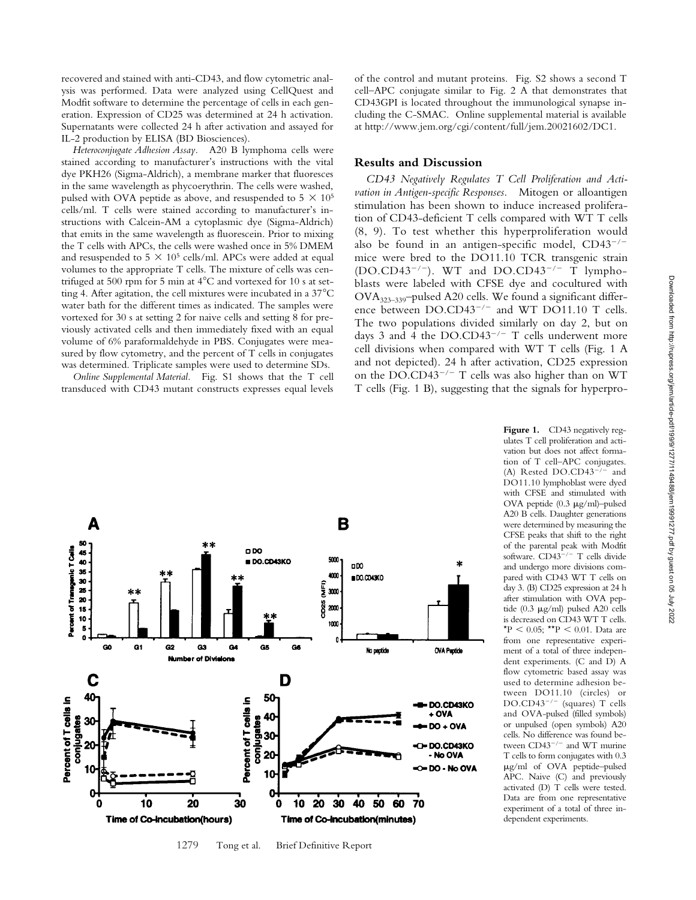recovered and stained with anti-CD43, and flow cytometric analysis was performed. Data were analyzed using CellQuest and Modfit software to determine the percentage of cells in each generation. Expression of CD25 was determined at 24 h activation. Supernatants were collected 24 h after activation and assayed for IL-2 production by ELISA (BD Biosciences).

*Heteroconjugate Adhesion Assay.* A20 B lymphoma cells were stained according to manufacturer's instructions with the vital dye PKH26 (Sigma-Aldrich), a membrane marker that fluoresces in the same wavelength as phycoerythrin. The cells were washed, pulsed with OVA peptide as above, and resuspended to $5 \times 10^5$ cells/ml. T cells were stained according to manufacturer's instructions with Calcein-AM a cytoplasmic dye (Sigma-Aldrich) that emits in the same wavelength as fluorescein. Prior to mixing the T cells with APCs, the cells were washed once in 5% DMEM and resuspended to $5 \times 10^5$ cells/ml. APCs were added at equal volumes to the appropriate T cells. The mixture of cells was centrifuged at 500 rpm for 5 min at 4°C and vortexed for 10 s at setting 4. After agitation, the cell mixtures were incubated in a 37°C water bath for the different times as indicated. The samples were vortexed for 30 s at setting 2 for naive cells and setting 8 for previously activated cells and then immediately fixed with an equal volume of 6% paraformaldehyde in PBS. Conjugates were measured by flow cytometry, and the percent of T cells in conjugates was determined. Triplicate samples were used to determine SDs.

*Online Supplemental Material.* Fig. S1 shows that the T cell transduced with CD43 mutant constructs expresses equal levels of the control and mutant proteins. Fig. S2 shows a second T cell–APC conjugate similar to Fig. 2 A that demonstrates that CD43GPI is located throughout the immunological synapse including the C-SMAC. Online supplemental material is available at http://www.jem.org/cgi/content/full/jem.20021602/DC1.

## Results and Discussion

*CD43 Negatively Regulates T Cell Proliferation and Activation in Antigen-specific Responses.* Mitogen or alloantigen stimulation has been shown to induce increased proliferation of CD43-deficient T cells compared with WT T cells (8, 9). To test whether this hyperproliferation would also be found in an antigen-specific model, $CD43^{-/-}$ mice were bred to the DO11.10 TCR transgenic strain ($DO.CD43^{-/-}$). WT and $DO.CD43^{-/-}$ T lymphoblasts were labeled with CFSE dye and cocultured with $OVA_{323-339}$–pulsed A20 cells. We found a significant difference between $DO.CD43^{-/-}$ and WT DO11.10 T cells. The two populations divided similarly on day 2, but on days 3 and 4 the $DO.CD43^{-/-}$ T cells underwent more cell divisions when compared with WT T cells (Fig. 1 A and not depicted). 24 h after activation, CD25 expression on the $DO.CD43^{-/-}$ T cells was also higher than on WT T cells (Fig. 1 B), suggesting that the signals for hyperpro-

**Figure 1.** CD43 negatively regulates T cell proliferation and activation but does not affect formation of T cell–APC conjugates. (A) Rested $DO.CD43^{-/-}$ and DO11.10 lymphoblast were dyed with CFSE and stimulated with OVA peptide (0.3 μg/ml)–pulsed A20 B cells. Daughter generations were determined by measuring the CFSE peaks that shift to the right of the parental peak with Modfit software. $CD43^{-/-}$ T cells divide and undergo more divisions compared with CD43 WT T cells on day 3. (B) CD25 expression at 24 h after stimulation with OVA peptide (0.3 μg/ml) pulsed A20 cells is decreased on CD43 WT T cells. \*$P < 0.05$; \*\*$P < 0.01$. Data are from one representative experiment of a total of three independent experiments. (C and D) A flow cytometric based assay was used to determine adhesion between DO11.10 (circles) or $DO.CD43^{-/-}$ (squares) T cells and OVA-pulsed (filled symbols) or unpulsed (open symbols) A20 cells. No difference was found between $CD43^{-/-}$ and WT murine T cells to form conjugates with 0.3 μg/ml of OVA peptide–pulsed APC. Naive (C) and previously activated (D) T cells were tested. Data are from one representative experiment of a total of three independent experiments.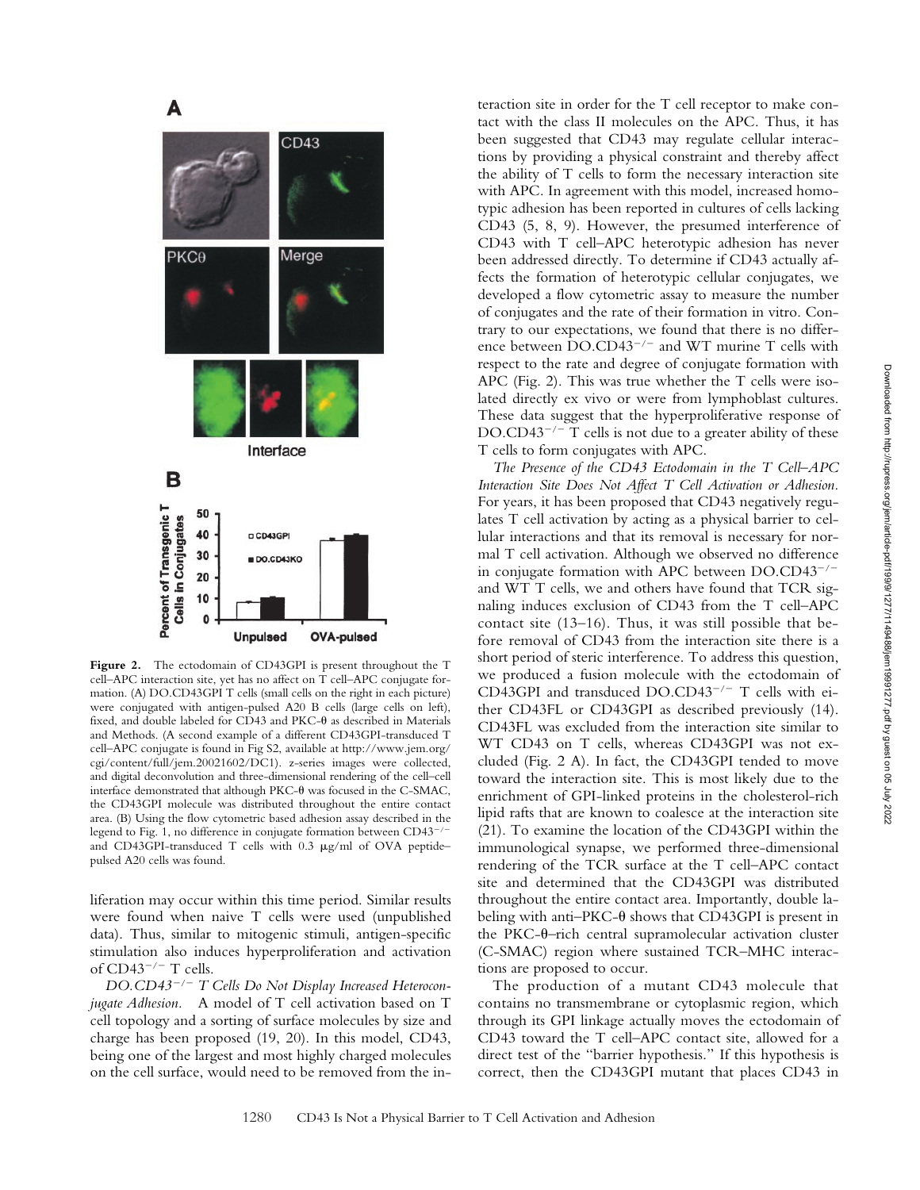**Figure 2.** The ectodomain of CD43GPI is present throughout the T cell–APC interaction site, yet has no affect on T cell–APC conjugate formation. (A) DO.CD43GPI T cells (small cells on the right in each picture) were conjugated with antigen-pulsed A20 B cells (large cells on left), fixed, and double labeled for CD43 and PKC-θ as described in Materials and Methods. (A second example of a different CD43GPI-transduced T cell–APC conjugate is found in Fig S2, available at http://www.jem.org/cgi/content/full/jem.20021602/DC1). z-series images were collected, and digital deconvolution and three-dimensional rendering of the cell–cell interface demonstrated that although PKC-θ was focused in the C-SMAC, the CD43GPI molecule was distributed throughout the entire contact area. (B) Using the flow cytometric based adhesion assay described in the legend to Fig. 1, no difference in conjugate formation between $CD43^{-/-}$ and CD43GPI-transduced T cells with 0.3 μg/ml of OVA peptide–pulsed A20 cells was found.

liferation may occur within this time period. Similar results were found when naive T cells were used (unpublished data). Thus, similar to mitogenic stimuli, antigen-specific stimulation also induces hyperproliferation and activation of $CD43^{-/-}$ T cells.

*$DO.CD43^{-/-}$ T Cells Do Not Display Increased Heteroconjugate Adhesion.* A model of T cell activation based on T cell topology and a sorting of surface molecules by size and charge has been proposed (19, 20). In this model, CD43, being one of the largest and most highly charged molecules on the cell surface, would need to be removed from the interaction site in order for the T cell receptor to make contact with the class II molecules on the APC. Thus, it has been suggested that CD43 may regulate cellular interactions by providing a physical constraint and thereby affect the ability of T cells to form the necessary interaction site with APC. In agreement with this model, increased homotypic adhesion has been reported in cultures of cells lacking CD43 (5, 8, 9). However, the presumed interference of CD43 with T cell–APC heterotypic adhesion has never been addressed directly. To determine if CD43 actually affects the formation of heterotypic cellular conjugates, we developed a flow cytometric assay to measure the number of conjugates and the rate of their formation in vitro. Contrary to our expectations, we found that there is no difference between $DO.CD43^{-/-}$ and WT murine T cells with respect to the rate and degree of conjugate formation with APC (Fig. 2). This was true whether the T cells were isolated directly ex vivo or were from lymphoblast cultures. These data suggest that the hyperproliferative response of $DO.CD43^{-/-}$ T cells is not due to a greater ability of these T cells to form conjugates with APC.

*The Presence of the CD43 Ectodomain in the T Cell–APC Interaction Site Does Not Affect T Cell Activation or Adhesion.* For years, it has been proposed that CD43 negatively regulates T cell activation by acting as a physical barrier to cellular interactions and that its removal is necessary for normal T cell activation. Although we observed no difference in conjugate formation with APC between $DO.CD43^{-/-}$ and WT T cells, we and others have found that TCR signaling induces exclusion of CD43 from the T cell–APC contact site (13–16). Thus, it was still possible that before removal of CD43 from the interaction site there is a short period of steric interference. To address this question, we produced a fusion molecule with the ectodomain of CD43GPI and transduced $DO.CD43^{-/-}$ T cells with either CD43FL or CD43GPI as described previously (14). CD43FL was excluded from the interaction site similar to WT CD43 on T cells, whereas CD43GPI was not excluded (Fig. 2 A). In fact, the CD43GPI tended to move toward the interaction site. This is most likely due to the enrichment of GPI-linked proteins in the cholesterol-rich lipid rafts that are known to coalesce at the interaction site (21). To examine the location of the CD43GPI within the immunological synapse, we performed three-dimensional rendering of the TCR surface at the T cell–APC contact site and determined that the CD43GPI was distributed throughout the entire contact area. Importantly, double labeling with anti–PKC-θ shows that CD43GPI is present in the PKC-θ–rich central supramolecular activation cluster (C-SMAC) region where sustained TCR–MHC interactions are proposed to occur.

The production of a mutant CD43 molecule that contains no transmembrane or cytoplasmic region, which through its GPI linkage actually moves the ectodomain of CD43 toward the T cell–APC contact site, allowed for a direct test of the "barrier hypothesis." If this hypothesis is correct, then the CD43GPI mutant that places CD43 in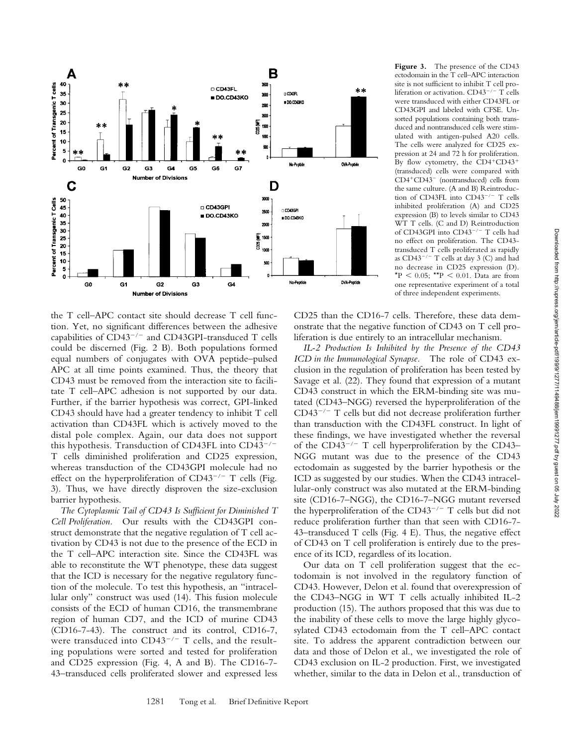**Figure 3.** The presence of the CD43 ectodomain in the T cell–APC interaction site is not sufficient to inhibit T cell proliferation or activation. $CD43^{-/-}$ T cells were transduced with either CD43FL or CD43GPI and labeled with CFSE. Unsorted populations containing both transduced and nontransduced cells were stimulated with antigen-pulsed A20 cells. The cells were analyzed for CD25 expression at 24 and 72 h for proliferation. By flow cytometry, the $CD4^+CD43^+$ (transduced) cells were compared with $CD4^+CD43^-$ (nontransduced) cells from the same culture. (A and B) Reintroduction of CD43FL into $CD43^{-/-}$ T cells inhibited proliferation (A) and CD25 expression (B) to levels similar to CD43 WT T cells. (C and D) Reintroduction of CD43GPI into $CD43^{-/-}$ T cells had no effect on proliferation. The CD43-transduced T cells proliferated as rapidly as $CD43^{-/-}$ T cells at day 3 (C) and had no decrease in CD25 expression (D). $^*P < 0.05$; $^{**}P < 0.01$. Data are from one representative experiment of a total of three independent experiments.

the T cell–APC contact site should decrease T cell function. Yet, no significant differences between the adhesive capabilities of $CD43^{-/-}$ and CD43GPI-transduced T cells could be discerned (Fig. 2 B). Both populations formed equal numbers of conjugates with OVA peptide–pulsed APC at all time points examined. Thus, the theory that CD43 must be removed from the interaction site to facilitate T cell–APC adhesion is not supported by our data. Further, if the barrier hypothesis was correct, GPI-linked CD43 should have had a greater tendency to inhibit T cell activation than CD43FL which is actively moved to the distal pole complex. Again, our data does not support this hypothesis. Transduction of CD43FL into $CD43^{-/-}$ T cells diminished proliferation and CD25 expression, whereas transduction of the CD43GPI molecule had no effect on the hyperproliferation of $CD43^{-/-}$ T cells (Fig. 3). Thus, we have directly disproven the size-exclusion barrier hypothesis.

*The Cytoplasmic Tail of CD43 Is Sufficient for Diminished T Cell Proliferation.* Our results with the CD43GPI construct demonstrate that the negative regulation of T cell activation by CD43 is not due to the presence of the ECD in the T cell–APC interaction site. Since the CD43FL was able to reconstitute the WT phenotype, these data suggest that the ICD is necessary for the negative regulatory function of the molecule. To test this hypothesis, an "intracellular only" construct was used (14). This fusion molecule consists of the ECD of human CD16, the transmembrane region of human CD7, and the ICD of murine CD43 (CD16-7-43). The construct and its control, CD16-7, were transduced into $CD43^{-/-}$ T cells, and the resulting populations were sorted and tested for proliferation and CD25 expression (Fig. 4, A and B). The CD16-7-43–transduced cells proliferated slower and expressed less CD25 than the CD16-7 cells. Therefore, these data demonstrate that the negative function of CD43 on T cell proliferation is due entirely to an intracellular mechanism.

*IL-2 Production Is Inhibited by the Presence of the CD43 ICD in the Immunological Synapse.* The role of CD43 exclusion in the regulation of proliferation has been tested by Savage et al. (22). They found that expression of a mutant CD43 construct in which the ERM-binding site was mutated (CD43–NGG) reversed the hyperproliferation of the $CD43^{-/-}$ T cells but did not decrease proliferation further than transduction with the CD43FL construct. In light of these findings, we have investigated whether the reversal of the $CD43^{-/-}$ T cell hyperproliferation by the CD43–NGG mutant was due to the presence of the CD43 ectodomain as suggested by the barrier hypothesis or the ICD as suggested by our studies. When the CD43 intracellular-only construct was also mutated at the ERM-binding site (CD16-7–NGG), the CD16-7–NGG mutant reversed the hyperproliferation of the $CD43^{-/-}$ T cells but did not reduce proliferation further than that seen with CD16-7-43–transduced T cells (Fig. 4 E). Thus, the negative effect of CD43 on T cell proliferation is entirely due to the presence of its ICD, regardless of its location.

Our data on T cell proliferation suggest that the ectodomain is not involved in the regulatory function of CD43. However, Delon et al. found that overexpression of the CD43–NGG in WT T cells actually inhibited IL-2 production (15). The authors proposed that this was due to the inability of these cells to move the large highly glycosylated CD43 ectodomain from the T cell–APC contact site. To address the apparent contradiction between our data and those of Delon et al., we investigated the role of CD43 exclusion on IL-2 production. First, we investigated whether, similar to the data in Delon et al., transduction of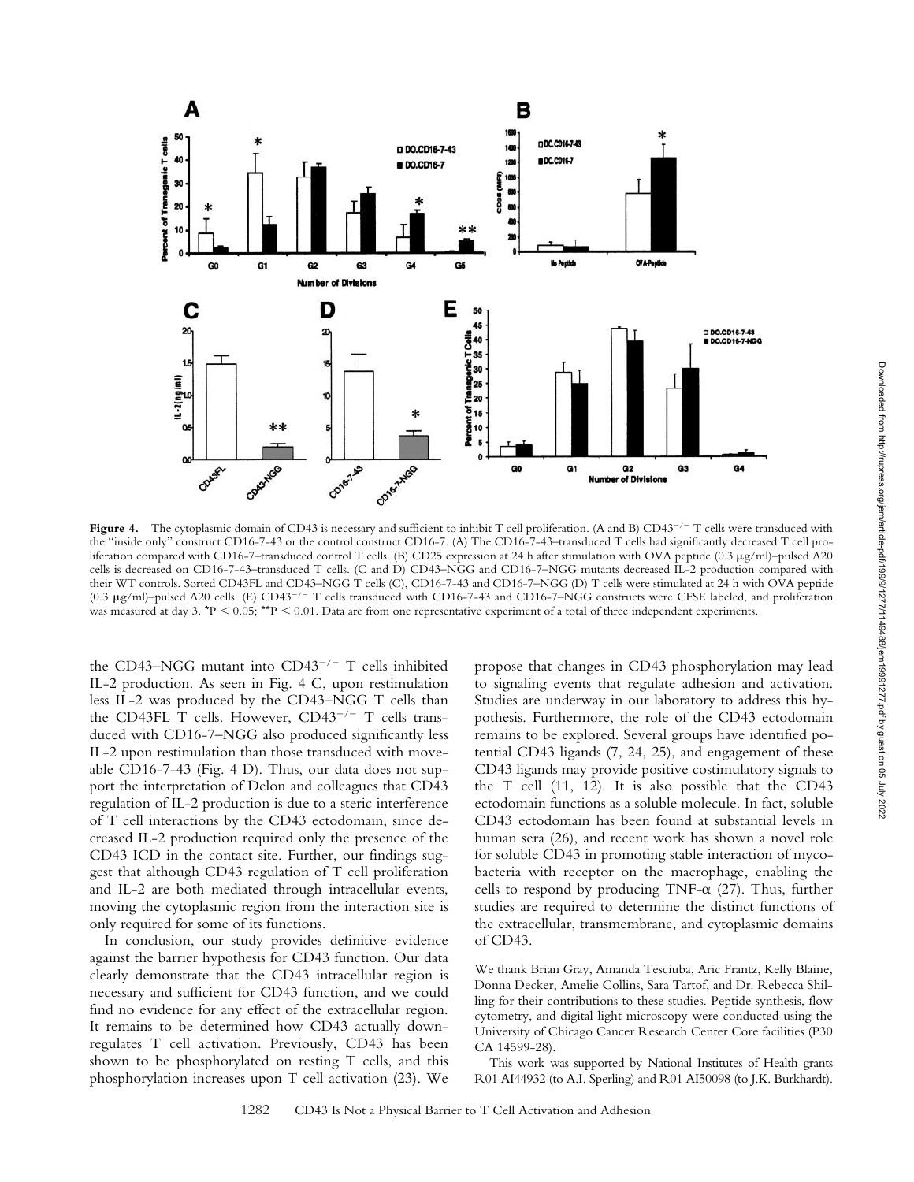**Figure 4.** The cytoplasmic domain of CD43 is necessary and sufficient to inhibit T cell proliferation. (A and B) $CD43^{-/-}$ T cells were transduced with the "inside only" construct CD16-7-43 or the control construct CD16-7. (A) The CD16-7-43–transduced T cells had significantly decreased T cell proliferation compared with CD16-7–transduced control T cells. (B) CD25 expression at 24 h after stimulation with OVA peptide (0.3 μg/ml)–pulsed A20 cells is decreased on CD16-7-43–transduced T cells. (C and D) CD43–NGG and CD16-7–NGG mutants decreased IL-2 production compared with their WT controls. Sorted CD43FL and CD43–NGG T cells (C), CD16-7-43 and CD16-7–NGG (D) T cells were stimulated at 24 h with OVA peptide (0.3 μg/ml)–pulsed A20 cells. (E) $CD43^{-/-}$ T cells transduced with CD16-7-43 and CD16-7–NGG constructs were CFSE labeled, and proliferation was measured at day 3. $^*P < 0.05$; $^{**}P < 0.01$. Data are from one representative experiment of a total of three independent experiments.

the CD43–NGG mutant into $CD43^{-/-}$ T cells inhibited IL-2 production. As seen in Fig. 4 C, upon restimulation less IL-2 was produced by the CD43–NGG T cells than the CD43FL T cells. However, $CD43^{-/-}$ T cells transduced with CD16-7–NGG also produced significantly less IL-2 upon restimulation than those transduced with moveable CD16-7-43 (Fig. 4 D). Thus, our data does not support the interpretation of Delon and colleagues that CD43 regulation of IL-2 production is due to a steric interference of T cell interactions by the CD43 ectodomain, since decreased IL-2 production required only the presence of the CD43 ICD in the contact site. Further, our findings suggest that although CD43 regulation of T cell proliferation and IL-2 are both mediated through intracellular events, moving the cytoplasmic region from the interaction site is only required for some of its functions.

In conclusion, our study provides definitive evidence against the barrier hypothesis for CD43 function. Our data clearly demonstrate that the CD43 intracellular region is necessary and sufficient for CD43 function, and we could find no evidence for any effect of the extracellular region. It remains to be determined how CD43 actually downregulates T cell activation. Previously, CD43 has been shown to be phosphorylated on resting T cells, and this phosphorylation increases upon T cell activation (23). We propose that changes in CD43 phosphorylation may lead to signaling events that regulate adhesion and activation. Studies are underway in our laboratory to address this hypothesis. Furthermore, the role of the CD43 ectodomain remains to be explored. Several groups have identified potential CD43 ligands (7, 24, 25), and engagement of these CD43 ligands may provide positive costimulatory signals to the T cell (11, 12). It is also possible that the CD43 ectodomain functions as a soluble molecule. In fact, soluble CD43 ectodomain has been found at substantial levels in human sera (26), and recent work has shown a novel role for soluble CD43 in promoting stable interaction of mycobacteria with receptor on the macrophage, enabling the cells to respond by producing TNF-α (27). Thus, further studies are required to determine the distinct functions of the extracellular, transmembrane, and cytoplasmic domains of CD43.

We thank Brian Gray, Amanda Tesciuba, Aric Frantz, Kelly Blaine, Donna Decker, Amelie Collins, Sara Tartof, and Dr. Rebecca Shilling for their contributions to these studies. Peptide synthesis, flow cytometry, and digital light microscopy were conducted using the University of Chicago Cancer Research Center Core facilities (P30 CA 14599-28).

This work was supported by National Institutes of Health grants R01 AI44932 (to A.I. Sperling) and R01 AI50098 (to J.K. Burkhardt).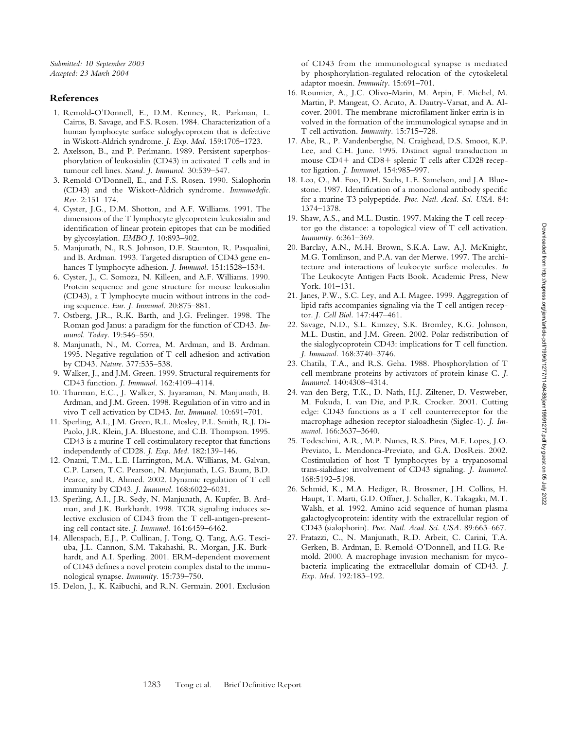*Submitted: 10 September 2003*
*Accepted: 23 March 2004*

## References

1. Remold-O'Donnell, E., D.M. Kenney, R. Parkman, L. Cairns, B. Savage, and F.S. Rosen. 1984. Characterization of a human lymphocyte surface sialoglycoprotein that is defective in Wiskott-Aldrich syndrome. *J. Exp. Med.* 159:1705–1723.
2. Axelsson, B., and P. Perlmann. 1989. Persistent superphosphorylation of leukosialin (CD43) in activated T cells and in tumour cell lines. *Scand. J. Immunol.* 30:539–547.
3. Remold-O'Donnell, E., and F.S. Rosen. 1990. Sialophorin (CD43) and the Wiskott-Aldrich syndrome. *Immunodefic. Rev.* 2:151–174.
4. Cyster, J.G., D.M. Shotton, and A.F. Williams. 1991. The dimensions of the T lymphocyte glycoprotein leukosialin and identification of linear protein epitopes that can be modified by glycosylation. *EMBO J.* 10:893–902.
5. Manjunath, N., R.S. Johnson, D.E. Staunton, R. Pasqualini, and B. Ardman. 1993. Targeted disruption of CD43 gene enhances T lymphocyte adhesion. *J. Immunol.* 151:1528–1534.
6. Cyster, J., C. Somoza, N. Killeen, and A.F. Williams. 1990. Protein sequence and gene structure for mouse leukosialin (CD43), a T lymphocyte mucin without introns in the coding sequence. *Eur. J. Immunol.* 20:875–881.
7. Ostberg, J.R., R.K. Barth, and J.G. Frelinger. 1998. The Roman god Janus: a paradigm for the function of CD43. *Immunol. Today.* 19:546–550.
8. Manjunath, N., M. Correa, M. Ardman, and B. Ardman. 1995. Negative regulation of T-cell adhesion and activation by CD43. *Nature.* 377:535–538.
9. Walker, J., and J.M. Green. 1999. Structural requirements for CD43 function. *J. Immunol.* 162:4109–4114.
10. Thurman, E.C., J. Walker, S. Jayaraman, N. Manjunath, B. Ardman, and J.M. Green. 1998. Regulation of in vitro and in vivo T cell activation by CD43. *Int. Immunol.* 10:691–701.
11. Sperling, A.I., J.M. Green, R.L. Mosley, P.L. Smith, R.J. DiPaolo, J.R. Klein, J.A. Bluestone, and C.B. Thompson. 1995. CD43 is a murine T cell costimulatory receptor that functions independently of CD28. *J. Exp. Med.* 182:139–146.
12. Onami, T.M., L.E. Harrington, M.A. Williams, M. Galvan, C.P. Larsen, T.C. Pearson, N. Manjunath, L.G. Baum, B.D. Pearce, and R. Ahmed. 2002. Dynamic regulation of T cell immunity by CD43. *J. Immunol.* 168:6022–6031.
13. Sperling, A.I., J.R. Sedy, N. Manjunath, A. Kupfer, B. Ardman, and J.K. Burkhardt. 1998. TCR signaling induces selective exclusion of CD43 from the T cell-antigen-presenting cell contact site. *J. Immunol.* 161:6459–6462.
14. Allenspach, E.J., P. Cullinan, J. Tong, Q. Tang, A.G. Tesciuba, J.L. Cannon, S.M. Takahashi, R. Morgan, J.K. Burkhardt, and A.I. Sperling. 2001. ERM-dependent movement of CD43 defines a novel protein complex distal to the immunological synapse. *Immunity.* 15:739–750.
15. Delon, J., K. Kaibuchi, and R.N. Germain. 2001. Exclusion of CD43 from the immunological synapse is mediated by phosphorylation-regulated relocation of the cytoskeletal adaptor moesin. *Immunity.* 15:691–701.
16. Roumier, A., J.C. Olivo-Marin, M. Arpin, F. Michel, M. Martin, P. Mangeat, O. Acuto, A. Dautry-Varsat, and A. Alcover. 2001. The membrane-microfilament linker ezrin is involved in the formation of the immunological synapse and in T cell activation. *Immunity.* 15:715–728.
17. Abe, R., P. Vandenberghe, N. Craighead, D.S. Smoot, K.P. Lee, and C.H. June. 1995. Distinct signal transduction in mouse CD4+ and CD8+ splenic T cells after CD28 receptor ligation. *J. Immunol.* 154:985–997.
18. Leo, O., M. Foo, D.H. Sachs, L.E. Samelson, and J.A. Bluestone. 1987. Identification of a monoclonal antibody specific for a murine T3 polypeptide. *Proc. Natl. Acad. Sci. USA.* 84:1374–1378.
19. Shaw, A.S., and M.L. Dustin. 1997. Making the T cell receptor go the distance: a topological view of T cell activation. *Immunity.* 6:361–369.
20. Barclay, A.N., M.H. Brown, S.K.A. Law, A.J. McKnight, M.G. Tomlinson, and P.A. van der Merwe. 1997. The architecture and interactions of leukocyte surface molecules. *In* The Leukocyte Antigen Facts Book. Academic Press, New York. 101–131.
21. Janes, P.W., S.C. Ley, and A.I. Magee. 1999. Aggregation of lipid rafts accompanies signaling via the T cell antigen receptor. *J. Cell Biol.* 147:447–461.
22. Savage, N.D., S.L. Kimzey, S.K. Bromley, K.G. Johnson, M.L. Dustin, and J.M. Green. 2002. Polar redistribution of the sialoglycoprotein CD43: implications for T cell function. *J. Immunol.* 168:3740–3746.
23. Chatila, T.A., and R.S. Geha. 1988. Phosphorylation of T cell membrane proteins by activators of protein kinase C. *J. Immunol.* 140:4308–4314.
24. van den Berg, T.K., D. Nath, H.J. Ziltener, D. Vestweber, M. Fukuda, I. van Die, and P.R. Crocker. 2001. Cutting edge: CD43 functions as a T cell counterreceptor for the macrophage adhesion receptor sialoadhesin (Siglec-1). *J. Immunol.* 166:3637–3640.
25. Todeschini, A.R., M.P. Nunes, R.S. Pires, M.F. Lopes, J.O. Previato, L. Mendonca-Previato, and G.A. DosReis. 2002. Costimulation of host T lymphocytes by a trypanosomal trans-sialidase: involvement of CD43 signaling. *J. Immunol.* 168:5192–5198.
26. Schmid, K., M.A. Hediger, R. Brossmer, J.H. Collins, H. Haupt, T. Marti, G.D. Offner, J. Schaller, K. Takagaki, M.T. Walsh, et al. 1992. Amino acid sequence of human plasma galactoglycoprotein: identity with the extracellular region of CD43 (sialophorin). *Proc. Natl. Acad. Sci. USA.* 89:663–667.
27. Fratazzi, C., N. Manjunath, R.D. Arbeit, C. Carini, T.A. Gerken, B. Ardman, E. Remold-O'Donnell, and H.G. Remold. 2000. A macrophage invasion mechanism for mycobacteria implicating the extracellular domain of CD43. *J. Exp. Med.* 192:183–192.